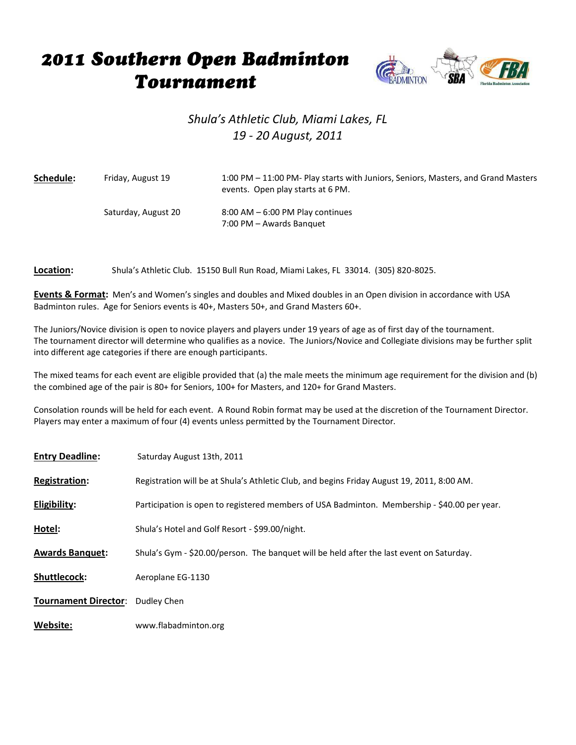# 2011 Southern Open Badminton Tournament

*Shula's Athletic Club, Miami Lakes, FL*
*19 - 20 August, 2011*

**Schedule:**

| | |
|---|---|
| Friday, August 19 | 1:00 PM – 11:00 PM- Play starts with Juniors, Seniors, Masters, and Grand Masters events. Open play starts at 6 PM. |
| Saturday, August 20 | 8:00 AM – 6:00 PM Play continues<br>7:00 PM – Awards Banquet |

**Location:** Shula's Athletic Club. 15150 Bull Run Road, Miami Lakes, FL 33014. (305) 820-8025.

**Events & Format:** Men's and Women's singles and doubles and Mixed doubles in an Open division in accordance with USA Badminton rules. Age for Seniors events is 40+, Masters 50+, and Grand Masters 60+.

The Juniors/Novice division is open to novice players and players under 19 years of age as of first day of the tournament. The tournament director will determine who qualifies as a novice. The Juniors/Novice and Collegiate divisions may be further split into different age categories if there are enough participants.

The mixed teams for each event are eligible provided that (a) the male meets the minimum age requirement for the division and (b) the combined age of the pair is 80+ for Seniors, 100+ for Masters, and 120+ for Grand Masters.

Consolation rounds will be held for each event. A Round Robin format may be used at the discretion of the Tournament Director. Players may enter a maximum of four (4) events unless permitted by the Tournament Director.

**Entry Deadline:** Saturday August 13th, 2011

**Registration:** Registration will be at Shula's Athletic Club, and begins Friday August 19, 2011, 8:00 AM.

**Eligibility:** Participation is open to registered members of USA Badminton. Membership - $40.00 per year.

**Hotel:** Shula's Hotel and Golf Resort - $99.00/night.

**Awards Banquet:** Shula's Gym - $20.00/person. The banquet will be held after the last event on Saturday.

**Shuttlecock:** Aeroplane EG-1130

**Tournament Director:** Dudley Chen

**Website:** www.flabadminton.org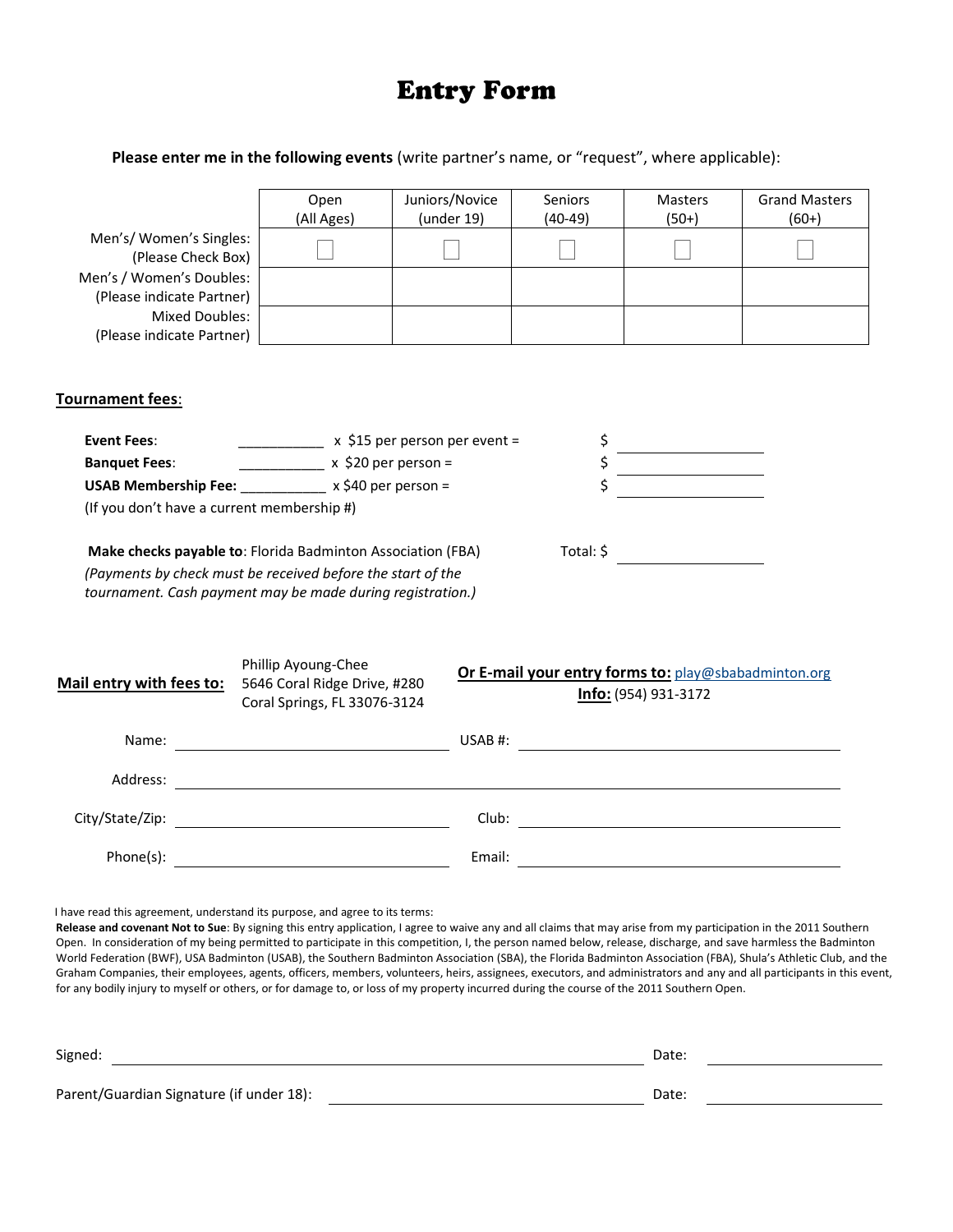# Entry Form

**Please enter me in the following events** (write partner's name, or "request", where applicable):

| | Open (All Ages) | Juniors/Novice (under 19) | Seniors (40-49) | Masters (50+) | Grand Masters (60+) |
|---|---|---|---|---|---|
| Men's/ Women's Singles: (Please Check Box) | ☐ | ☐ | ☐ | ☐ | ☐ |
| Men's / Women's Doubles: (Please indicate Partner) | | | | | |
| Mixed Doubles: (Please indicate Partner) | | | | | |

## Tournament fees:

**Event Fees**: ___________ x $15 per person per event = $ ____________

**Banquet Fees**: ___________ x $20 per person = $ ____________

**USAB Membership Fee:** ___________ x $40 per person = $ ____________

(If you don't have a current membership #)

**Make checks payable to**: Florida Badminton Association (FBA) Total: $ ____________

*(Payments by check must be received before the start of the tournament. Cash payment may be made during registration.)*

**Mail entry with fees to:**
Phillip Ayoung-Chee
5646 Coral Ridge Drive, #280
Coral Springs, FL 33076-3124

**Or E-mail your entry forms to:** play@sbabadminton.org
**Info:** (954) 931-3172

Name: ______________________ USAB #: ______________________

Address: ______________________________________________

City/State/Zip: ______________________ Club: ______________________

Phone(s): ______________________ Email: ______________________

I have read this agreement, understand its purpose, and agree to its terms:

**Release and covenant Not to Sue**: By signing this entry application, I agree to waive any and all claims that may arise from my participation in the 2011 Southern Open. In consideration of my being permitted to participate in this competition, I, the person named below, release, discharge, and save harmless the Badminton World Federation (BWF), USA Badminton (USAB), the Southern Badminton Association (SBA), the Florida Badminton Association (FBA), Shula's Athletic Club, and the Graham Companies, their employees, agents, officers, members, volunteers, heirs, assignees, executors, and administrators and any and all participants in this event, for any bodily injury to myself or others, or for damage to, or loss of my property incurred during the course of the 2011 Southern Open.

Signed: ______________________________________ Date: ______________

Parent/Guardian Signature (if under 18): ______________________ Date: ______________